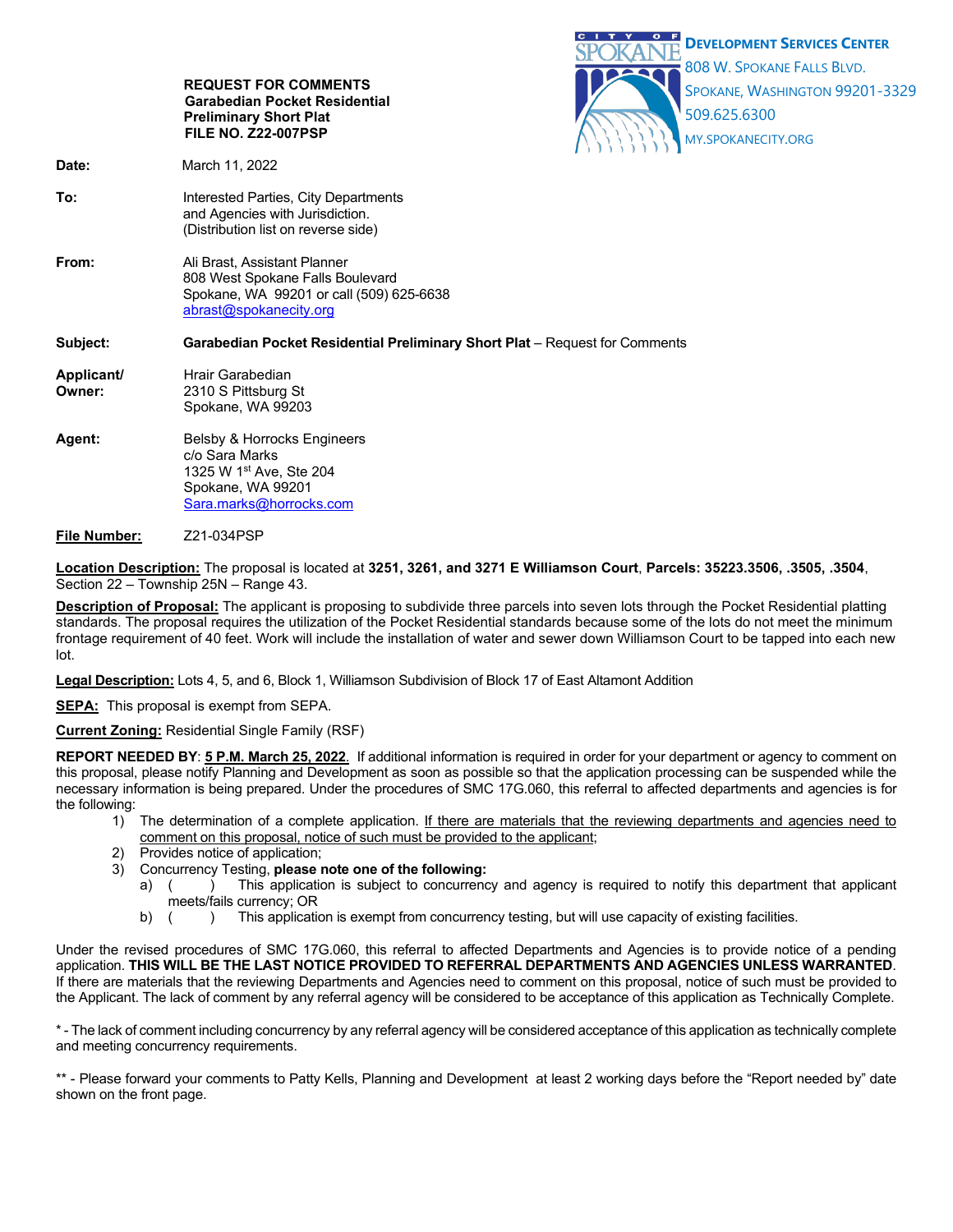**REQUEST FOR COMMENTS**
**Garabedian Pocket Residential**
**Preliminary Short Plat**
**FILE NO. Z22-007PSP**

**DEVELOPMENT SERVICES CENTER**
808 W. SPOKANE FALLS BLVD.
SPOKANE, WASHINGTON 99201-3329
509.625.6300
MY.SPOKANECITY.ORG

**Date:** March 11, 2022

**To:** Interested Parties, City Departments and Agencies with Jurisdiction. (Distribution list on reverse side)

**From:** Ali Brast, Assistant Planner
808 West Spokane Falls Boulevard
Spokane, WA 99201 or call (509) 625-6638
abrast@spokanecity.org

**Subject:** **Garabedian Pocket Residential Preliminary Short Plat** – Request for Comments

**Applicant/ Owner:** Hrair Garabedian
2310 S Pittsburg St
Spokane, WA 99203

**Agent:** Belsby & Horrocks Engineers
c/o Sara Marks
1325 W 1st Ave, Ste 204
Spokane, WA 99201
Sara.marks@horrocks.com

**File Number:** Z21-034PSP

**Location Description:** The proposal is located at **3251, 3261, and 3271 E Williamson Court**, **Parcels: 35223.3506, .3505, .3504**, Section 22 – Township 25N – Range 43.

**Description of Proposal:** The applicant is proposing to subdivide three parcels into seven lots through the Pocket Residential platting standards. The proposal requires the utilization of the Pocket Residential standards because some of the lots do not meet the minimum frontage requirement of 40 feet. Work will include the installation of water and sewer down Williamson Court to be tapped into each new lot.

**Legal Description:** Lots 4, 5, and 6, Block 1, Williamson Subdivision of Block 17 of East Altamont Addition

**SEPA:** This proposal is exempt from SEPA.

**Current Zoning:** Residential Single Family (RSF)

**REPORT NEEDED BY**: **5 P.M. March 25, 2022.** If additional information is required in order for your department or agency to comment on this proposal, please notify Planning and Development as soon as possible so that the application processing can be suspended while the necessary information is being prepared. Under the procedures of SMC 17G.060, this referral to affected departments and agencies is for the following:

1) The determination of a complete application. If there are materials that the reviewing departments and agencies need to comment on this proposal, notice of such must be provided to the applicant;
2) Provides notice of application;
3) Concurrency Testing, **please note one of the following:**
   a) (    ) This application is subject to concurrency and agency is required to notify this department that applicant meets/fails currency; OR
   b) (    ) This application is exempt from concurrency testing, but will use capacity of existing facilities.

Under the revised procedures of SMC 17G.060, this referral to affected Departments and Agencies is to provide notice of a pending application. **THIS WILL BE THE LAST NOTICE PROVIDED TO REFERRAL DEPARTMENTS AND AGENCIES UNLESS WARRANTED**. If there are materials that the reviewing Departments and Agencies need to comment on this proposal, notice of such must be provided to the Applicant. The lack of comment by any referral agency will be considered to be acceptance of this application as Technically Complete.

* - The lack of comment including concurrency by any referral agency will be considered acceptance of this application as technically complete and meeting concurrency requirements.

** - Please forward your comments to Patty Kells, Planning and Development at least 2 working days before the "Report needed by" date shown on the front page.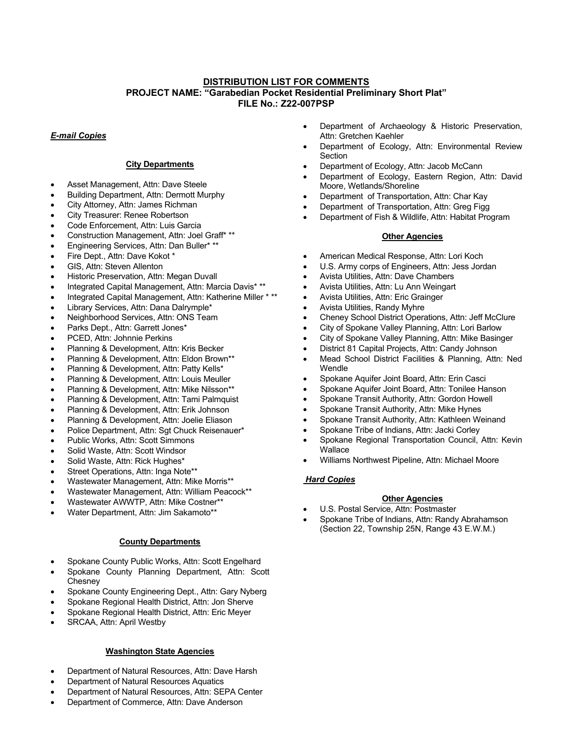**DISTRIBUTION LIST FOR COMMENTS**
**PROJECT NAME: "Garabedian Pocket Residential Preliminary Short Plat"**
**FILE No.: Z22-007PSP**

***E-mail Copies***

**City Departments**

- Asset Management, Attn: Dave Steele
- Building Department, Attn: Dermott Murphy
- City Attorney, Attn: James Richman
- City Treasurer: Renee Robertson
- Code Enforcement, Attn: Luis Garcia
- Construction Management, Attn: Joel Graff* **
- Engineering Services, Attn: Dan Buller* **
- Fire Dept., Attn: Dave Kokot *
- GIS, Attn: Steven Allenton
- Historic Preservation, Attn: Megan Duvall
- Integrated Capital Management, Attn: Marcia Davis* **
- Integrated Capital Management, Attn: Katherine Miller * **
- Library Services, Attn: Dana Dalrymple*
- Neighborhood Services, Attn: ONS Team
- Parks Dept., Attn: Garrett Jones*
- PCED, Attn: Johnnie Perkins
- Planning & Development, Attn: Kris Becker
- Planning & Development, Attn: Eldon Brown**
- Planning & Development, Attn: Patty Kells*
- Planning & Development, Attn: Louis Meuller
- Planning & Development, Attn: Mike Nilsson**
- Planning & Development, Attn: Tami Palmquist
- Planning & Development, Attn: Erik Johnson
- Planning & Development, Attn: Joelie Eliason
- Police Department, Attn: Sgt Chuck Reisenauer*
- Public Works, Attn: Scott Simmons
- Solid Waste, Attn: Scott Windsor
- Solid Waste, Attn: Rick Hughes*
- Street Operations, Attn: Inga Note**
- Wastewater Management, Attn: Mike Morris**
- Wastewater Management, Attn: William Peacock**
- Wastewater AWWTP, Attn: Mike Costner**
- Water Department, Attn: Jim Sakamoto**

**County Departments**

- Spokane County Public Works, Attn: Scott Engelhard
- Spokane County Planning Department, Attn: Scott Chesney
- Spokane County Engineering Dept., Attn: Gary Nyberg
- Spokane Regional Health District, Attn: Jon Sherve
- Spokane Regional Health District, Attn: Eric Meyer
- SRCAA, Attn: April Westby

**Washington State Agencies**

- Department of Natural Resources, Attn: Dave Harsh
- Department of Natural Resources Aquatics
- Department of Natural Resources, Attn: SEPA Center
- Department of Commerce, Attn: Dave Anderson
- Department of Archaeology & Historic Preservation, Attn: Gretchen Kaehler
- Department of Ecology, Attn: Environmental Review Section
- Department of Ecology, Attn: Jacob McCann
- Department of Ecology, Eastern Region, Attn: David Moore, Wetlands/Shoreline
- Department of Transportation, Attn: Char Kay
- Department of Transportation, Attn: Greg Figg
- Department of Fish & Wildlife, Attn: Habitat Program

**Other Agencies**

- American Medical Response, Attn: Lori Koch
- U.S. Army corps of Engineers, Attn: Jess Jordan
- Avista Utilities, Attn: Dave Chambers
- Avista Utilities, Attn: Lu Ann Weingart
- Avista Utilities, Attn: Eric Grainger
- Avista Utilities, Randy Myhre
- Cheney School District Operations, Attn: Jeff McClure
- City of Spokane Valley Planning, Attn: Lori Barlow
- City of Spokane Valley Planning, Attn: Mike Basinger
- District 81 Capital Projects, Attn: Candy Johnson
- Mead School District Facilities & Planning, Attn: Ned Wendle
- Spokane Aquifer Joint Board, Attn: Erin Casci
- Spokane Aquifer Joint Board, Attn: Tonilee Hanson
- Spokane Transit Authority, Attn: Gordon Howell
- Spokane Transit Authority, Attn: Mike Hynes
- Spokane Transit Authority, Attn: Kathleen Weinand
- Spokane Tribe of Indians, Attn: Jacki Corley
- Spokane Regional Transportation Council, Attn: Kevin Wallace
- Williams Northwest Pipeline, Attn: Michael Moore

***Hard Copies***

**Other Agencies**

- U.S. Postal Service, Attn: Postmaster
- Spokane Tribe of Indians, Attn: Randy Abrahamson (Section 22, Township 25N, Range 43 E.W.M.)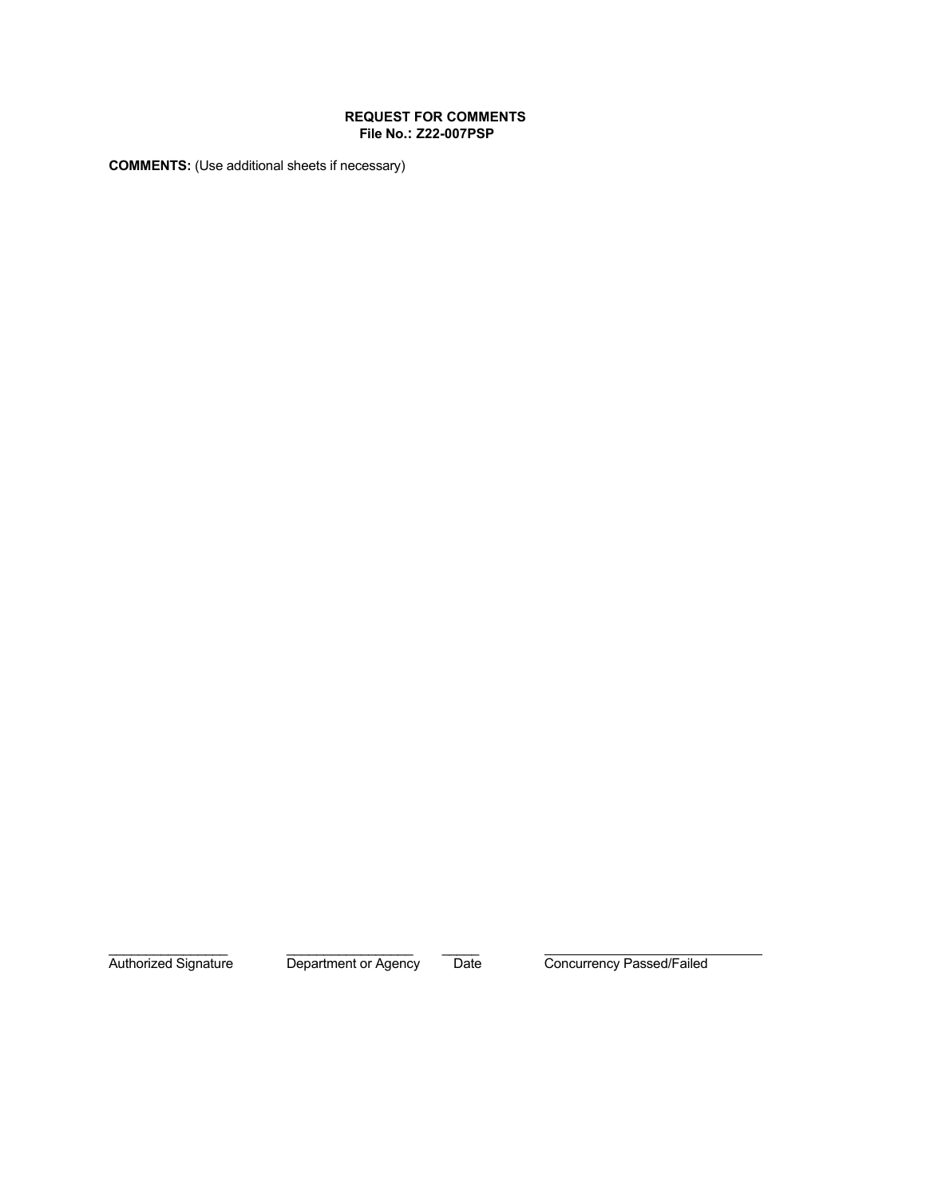**REQUEST FOR COMMENTS**
**File No.: Z22-007PSP**

**COMMENTS:** (Use additional sheets if necessary)

| | | | |
|---|---|---|---|
| _________________ | __________________ | ______ | _______________________________ |
| Authorized Signature | Department or Agency | Date | Concurrency Passed/Failed |